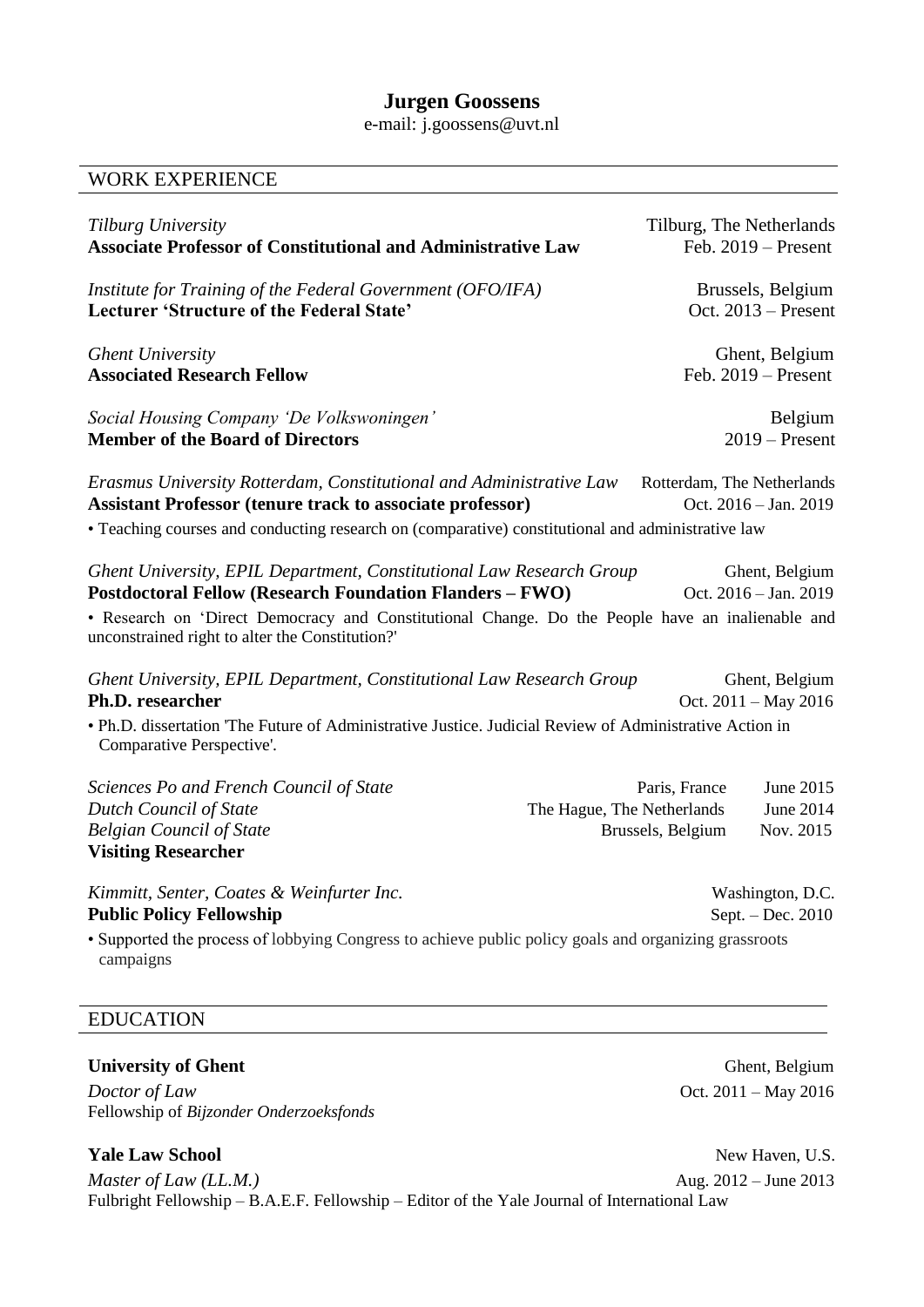# Jurgen Goossens

e-mail: j.goossens@uvt.nl

## WORK EXPERIENCE

*Tilburg University* — Tilburg, The Netherlands
**Associate Professor of Constitutional and Administrative Law** — Feb. 2019 – Present

*Institute for Training of the Federal Government (OFO/IFA)* — Brussels, Belgium
**Lecturer 'Structure of the Federal State'** — Oct. 2013 – Present

*Ghent University* — Ghent, Belgium
**Associated Research Fellow** — Feb. 2019 – Present

*Social Housing Company 'De Volkswoningen'* — Belgium
**Member of the Board of Directors** — 2019 – Present

*Erasmus University Rotterdam, Constitutional and Administrative Law* — Rotterdam, The Netherlands
**Assistant Professor (tenure track to associate professor)** — Oct. 2016 – Jan. 2019

- Teaching courses and conducting research on (comparative) constitutional and administrative law

*Ghent University, EPIL Department, Constitutional Law Research Group* — Ghent, Belgium
**Postdoctoral Fellow (Research Foundation Flanders – FWO)** — Oct. 2016 – Jan. 2019

- Research on 'Direct Democracy and Constitutional Change. Do the People have an inalienable and unconstrained right to alter the Constitution?'

*Ghent University, EPIL Department, Constitutional Law Research Group* — Ghent, Belgium
**Ph.D. researcher** — Oct. 2011 – May 2016

- Ph.D. dissertation 'The Future of Administrative Justice. Judicial Review of Administrative Action in Comparative Perspective'.

*Sciences Po and French Council of State* — Paris, France — June 2015
*Dutch Council of State* — The Hague, The Netherlands — June 2014
*Belgian Council of State* — Brussels, Belgium — Nov. 2015
**Visiting Researcher**

*Kimmitt, Senter, Coates & Weinfurter Inc.* — Washington, D.C.
**Public Policy Fellowship** — Sept. – Dec. 2010

- Supported the process of lobbying Congress to achieve public policy goals and organizing grassroots campaigns

## EDUCATION

**University of Ghent** — Ghent, Belgium
*Doctor of Law* — Oct. 2011 – May 2016
Fellowship of *Bijzonder Onderzoeksfonds*

**Yale Law School** — New Haven, U.S.
*Master of Law (LL.M.)* — Aug. 2012 – June 2013
Fulbright Fellowship – B.A.E.F. Fellowship – Editor of the Yale Journal of International Law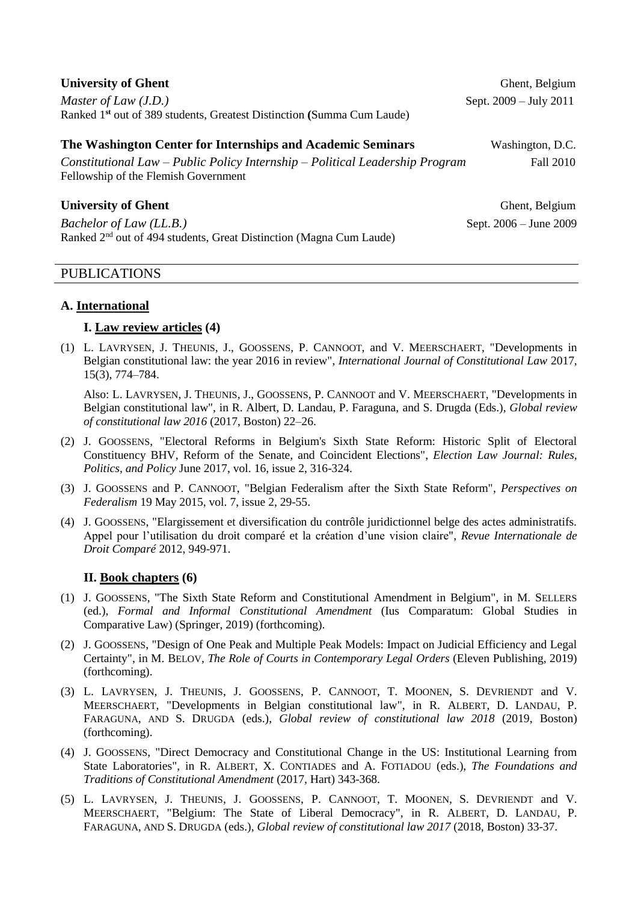**University of Ghent** Ghent, Belgium

*Master of Law (J.D.)* Sept. 2009 – July 2011

Ranked 1st out of 389 students, Greatest Distinction **(**Summa Cum Laude)

**The Washington Center for Internships and Academic Seminars** Washington, D.C.

*Constitutional Law – Public Policy Internship – Political Leadership Program* Fall 2010

Fellowship of the Flemish Government

**University of Ghent** Ghent, Belgium

*Bachelor of Law (LL.B.)* Sept. 2006 – June 2009

Ranked 2nd out of 494 students, Great Distinction (Magna Cum Laude)

## PUBLICATIONS

### A. International

#### I. Law review articles (4)

(1) L. LAVRYSEN, J. THEUNIS, J., GOOSSENS, P. CANNOOT, and V. MEERSCHAERT, "Developments in Belgian constitutional law: the year 2016 in review", *International Journal of Constitutional Law* 2017, 15(3), 774–784.

Also: L. LAVRYSEN, J. THEUNIS, J., GOOSSENS, P. CANNOOT and V. MEERSCHAERT, "Developments in Belgian constitutional law", in R. Albert, D. Landau, P. Faraguna, and S. Drugda (Eds.), *Global review of constitutional law 2016* (2017, Boston) 22–26.

(2) J. GOOSSENS, "Electoral Reforms in Belgium's Sixth State Reform: Historic Split of Electoral Constituency BHV, Reform of the Senate, and Coincident Elections", *Election Law Journal: Rules, Politics, and Policy* June 2017, vol. 16, issue 2, 316-324.

(3) J. GOOSSENS and P. CANNOOT, "Belgian Federalism after the Sixth State Reform", *Perspectives on Federalism* 19 May 2015, vol. 7, issue 2, 29-55.

(4) J. GOOSSENS, "Elargissement et diversification du contrôle juridictionnel belge des actes administratifs. Appel pour l'utilisation du droit comparé et la création d'une vision claire", *Revue Internationale de Droit Comparé* 2012, 949-971.

#### II. Book chapters (6)

(1) J. GOOSSENS, "The Sixth State Reform and Constitutional Amendment in Belgium", in M. SELLERS (ed.), *Formal and Informal Constitutional Amendment* (Ius Comparatum: Global Studies in Comparative Law) (Springer, 2019) (forthcoming).

(2) J. GOOSSENS, "Design of One Peak and Multiple Peak Models: Impact on Judicial Efficiency and Legal Certainty", in M. BELOV, *The Role of Courts in Contemporary Legal Orders* (Eleven Publishing, 2019) (forthcoming).

(3) L. LAVRYSEN, J. THEUNIS, J. GOOSSENS, P. CANNOOT, T. MOONEN, S. DEVRIENDT and V. MEERSCHAERT, "Developments in Belgian constitutional law", in R. ALBERT, D. LANDAU, P. FARAGUNA, AND S. DRUGDA (eds.), *Global review of constitutional law 2018* (2019, Boston) (forthcoming).

(4) J. GOOSSENS, "Direct Democracy and Constitutional Change in the US: Institutional Learning from State Laboratories", in R. ALBERT, X. CONTIADES and A. FOTIADOU (eds.), *The Foundations and Traditions of Constitutional Amendment* (2017, Hart) 343-368.

(5) L. LAVRYSEN, J. THEUNIS, J. GOOSSENS, P. CANNOOT, T. MOONEN, S. DEVRIENDT and V. MEERSCHAERT, "Belgium: The State of Liberal Democracy", in R. ALBERT, D. LANDAU, P. FARAGUNA, AND S. DRUGDA (eds.), *Global review of constitutional law 2017* (2018, Boston) 33-37.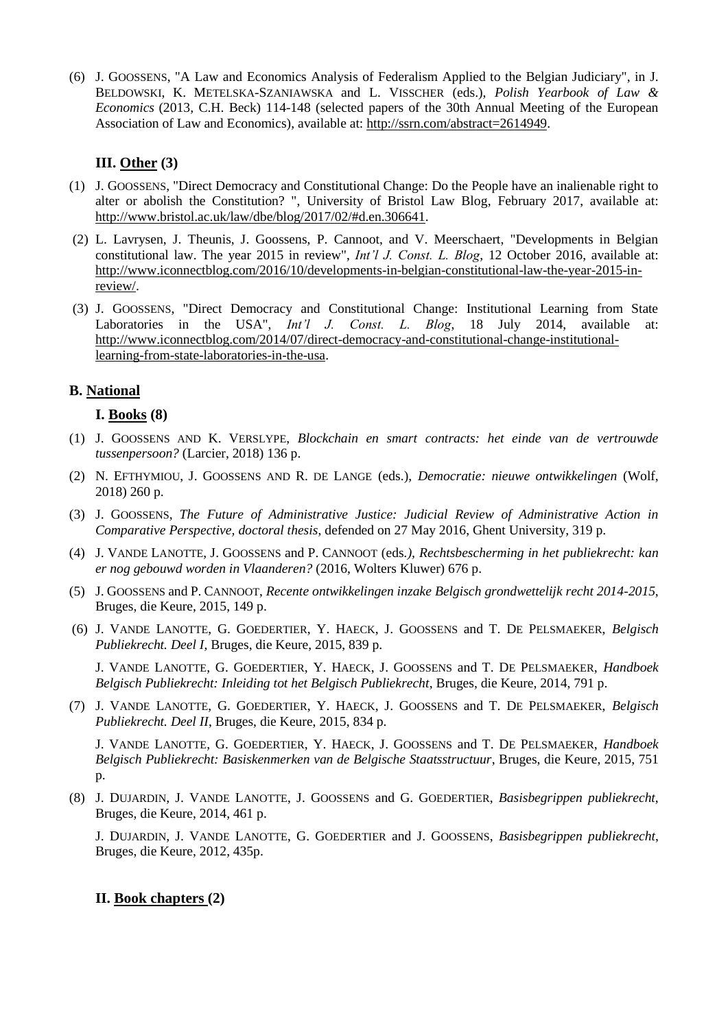(6) J. GOOSSENS, "A Law and Economics Analysis of Federalism Applied to the Belgian Judiciary", in J. BELDOWSKI, K. METELSKA-SZANIAWSKA and L. VISSCHER (eds.), *Polish Yearbook of Law & Economics* (2013, C.H. Beck) 114-148 (selected papers of the 30th Annual Meeting of the European Association of Law and Economics), available at: http://ssrn.com/abstract=2614949.

### III. Other (3)

(1) J. GOOSSENS, "Direct Democracy and Constitutional Change: Do the People have an inalienable right to alter or abolish the Constitution? ", University of Bristol Law Blog, February 2017, available at: http://www.bristol.ac.uk/law/dbe/blog/2017/02/#d.en.306641.

(2) L. Lavrysen, J. Theunis, J. Goossens, P. Cannoot, and V. Meerschaert, "Developments in Belgian constitutional law. The year 2015 in review", *Int'l J. Const. L. Blog*, 12 October 2016, available at: http://www.iconnectblog.com/2016/10/developments-in-belgian-constitutional-law-the-year-2015-in-review/.

(3) J. GOOSSENS, "Direct Democracy and Constitutional Change: Institutional Learning from State Laboratories in the USA", *Int'l J. Const. L. Blog*, 18 July 2014, available at: http://www.iconnectblog.com/2014/07/direct-democracy-and-constitutional-change-institutional-learning-from-state-laboratories-in-the-usa.

## B. National

### I. Books (8)

(1) J. GOOSSENS AND K. VERSLYPE, *Blockchain en smart contracts: het einde van de vertrouwde tussenpersoon?* (Larcier, 2018) 136 p.

(2) N. EFTHYMIOU, J. GOOSSENS AND R. DE LANGE (eds.), *Democratie: nieuwe ontwikkelingen* (Wolf, 2018) 260 p.

(3) J. GOOSSENS, *The Future of Administrative Justice: Judicial Review of Administrative Action in Comparative Perspective, doctoral thesis*, defended on 27 May 2016, Ghent University, 319 p.

(4) J. VANDE LANOTTE, J. GOOSSENS and P. CANNOOT (eds*.)*, *Rechtsbescherming in het publiekrecht: kan er nog gebouwd worden in Vlaanderen?* (2016, Wolters Kluwer) 676 p.

(5) J. GOOSSENS and P. CANNOOT, *Recente ontwikkelingen inzake Belgisch grondwettelijk recht 2014-2015*, Bruges, die Keure, 2015, 149 p.

(6) J. VANDE LANOTTE, G. GOEDERTIER, Y. HAECK, J. GOOSSENS and T. DE PELSMAEKER, *Belgisch Publiekrecht. Deel I*, Bruges, die Keure, 2015, 839 p.

J. VANDE LANOTTE, G. GOEDERTIER, Y. HAECK, J. GOOSSENS and T. DE PELSMAEKER, *Handboek Belgisch Publiekrecht: Inleiding tot het Belgisch Publiekrecht*, Bruges, die Keure, 2014, 791 p.

(7) J. VANDE LANOTTE, G. GOEDERTIER, Y. HAECK, J. GOOSSENS and T. DE PELSMAEKER, *Belgisch Publiekrecht. Deel II*, Bruges, die Keure, 2015, 834 p.

J. VANDE LANOTTE, G. GOEDERTIER, Y. HAECK, J. GOOSSENS and T. DE PELSMAEKER, *Handboek Belgisch Publiekrecht: Basiskenmerken van de Belgische Staatsstructuur*, Bruges, die Keure, 2015, 751 p.

(8) J. DUJARDIN, J. VANDE LANOTTE, J. GOOSSENS and G. GOEDERTIER, *Basisbegrippen publiekrecht*, Bruges, die Keure, 2014, 461 p.

J. DUJARDIN, J. VANDE LANOTTE, G. GOEDERTIER and J. GOOSSENS, *Basisbegrippen publiekrecht*, Bruges, die Keure, 2012, 435p.

### II. Book chapters (2)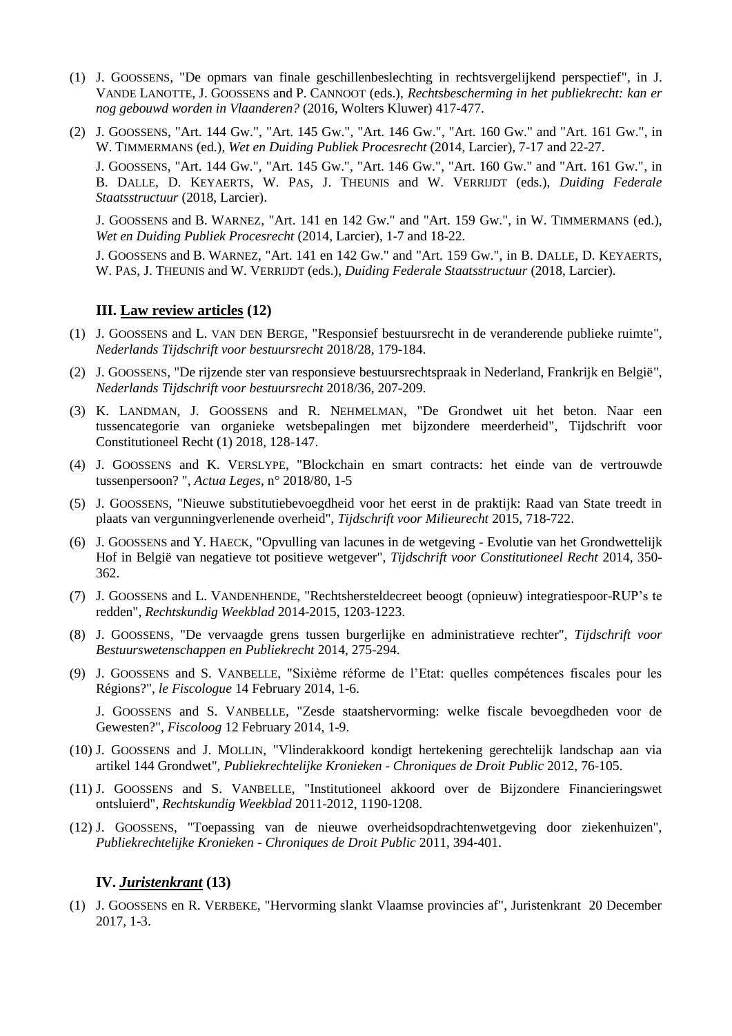(1) J. GOOSSENS, "De opmars van finale geschillenbeslechting in rechtsvergelijkend perspectief", in J. VANDE LANOTTE, J. GOOSSENS and P. CANNOOT (eds.), *Rechtsbescherming in het publiekrecht: kan er nog gebouwd worden in Vlaanderen?* (2016, Wolters Kluwer) 417-477.

(2) J. GOOSSENS, "Art. 144 Gw.", "Art. 145 Gw.", "Art. 146 Gw.", "Art. 160 Gw." and "Art. 161 Gw.", in W. TIMMERMANS (ed.), *Wet en Duiding Publiek Procesrecht* (2014, Larcier), 7-17 and 22-27.

J. GOOSSENS, "Art. 144 Gw.", "Art. 145 Gw.", "Art. 146 Gw.", "Art. 160 Gw." and "Art. 161 Gw.", in B. DALLE, D. KEYAERTS, W. PAS, J. THEUNIS and W. VERRIJDT (eds.), *Duiding Federale Staatsstructuur* (2018, Larcier).

J. GOOSSENS and B. WARNEZ, "Art. 141 en 142 Gw." and "Art. 159 Gw.", in W. TIMMERMANS (ed.), *Wet en Duiding Publiek Procesrecht* (2014, Larcier), 1-7 and 18-22.

J. GOOSSENS and B. WARNEZ, "Art. 141 en 142 Gw." and "Art. 159 Gw.", in B. DALLE, D. KEYAERTS, W. PAS, J. THEUNIS and W. VERRIJDT (eds.), *Duiding Federale Staatsstructuur* (2018, Larcier).

### III. Law review articles (12)

(1) J. GOOSSENS and L. VAN DEN BERGE, "Responsief bestuursrecht in de veranderende publieke ruimte", *Nederlands Tijdschrift voor bestuursrecht* 2018/28, 179-184.

(2) J. GOOSSENS, "De rijzende ster van responsieve bestuursrechtspraak in Nederland, Frankrijk en België", *Nederlands Tijdschrift voor bestuursrecht* 2018/36, 207-209.

(3) K. LANDMAN, J. GOOSSENS and R. NEHMELMAN, "De Grondwet uit het beton. Naar een tussencategorie van organieke wetsbepalingen met bijzondere meerderheid", Tijdschrift voor Constitutioneel Recht (1) 2018, 128-147.

(4) J. GOOSSENS and K. VERSLYPE, "Blockchain en smart contracts: het einde van de vertrouwde tussenpersoon? ", *Actua Leges*, n° 2018/80, 1-5

(5) J. GOOSSENS, "Nieuwe substitutiebevoegdheid voor het eerst in de praktijk: Raad van State treedt in plaats van vergunningverlenende overheid", *Tijdschrift voor Milieurecht* 2015, 718-722.

(6) J. GOOSSENS and Y. HAECK, "Opvulling van lacunes in de wetgeving - Evolutie van het Grondwettelijk Hof in België van negatieve tot positieve wetgever", *Tijdschrift voor Constitutioneel Recht* 2014, 350-362.

(7) J. GOOSSENS and L. VANDENHENDE, "Rechtshersteldecreet beoogt (opnieuw) integratiespoor-RUP's te redden", *Rechtskundig Weekblad* 2014-2015, 1203-1223.

(8) J. GOOSSENS, "De vervaagde grens tussen burgerlijke en administratieve rechter", *Tijdschrift voor Bestuurswetenschappen en Publiekrecht* 2014, 275-294.

(9) J. GOOSSENS and S. VANBELLE, "Sixième réforme de l'Etat: quelles compétences fiscales pour les Régions?", *le Fiscologue* 14 February 2014, 1-6.

J. GOOSSENS and S. VANBELLE, "Zesde staatshervorming: welke fiscale bevoegdheden voor de Gewesten?", *Fiscoloog* 12 February 2014, 1-9.

(10) J. GOOSSENS and J. MOLLIN, "Vlinderakkoord kondigt hertekening gerechtelijk landschap aan via artikel 144 Grondwet", *Publiekrechtelijke Kronieken - Chroniques de Droit Public* 2012, 76-105.

(11) J. GOOSSENS and S. VANBELLE, "Institutioneel akkoord over de Bijzondere Financieringswet ontsluierd", *Rechtskundig Weekblad* 2011-2012, 1190-1208.

(12) J. GOOSSENS, "Toepassing van de nieuwe overheidsopdrachtenwetgeving door ziekenhuizen", *Publiekrechtelijke Kronieken - Chroniques de Droit Public* 2011, 394-401.

### IV. *Juristenkrant* (13)

(1) J. GOOSSENS en R. VERBEKE, "Hervorming slankt Vlaamse provincies af", Juristenkrant 20 December 2017, 1-3.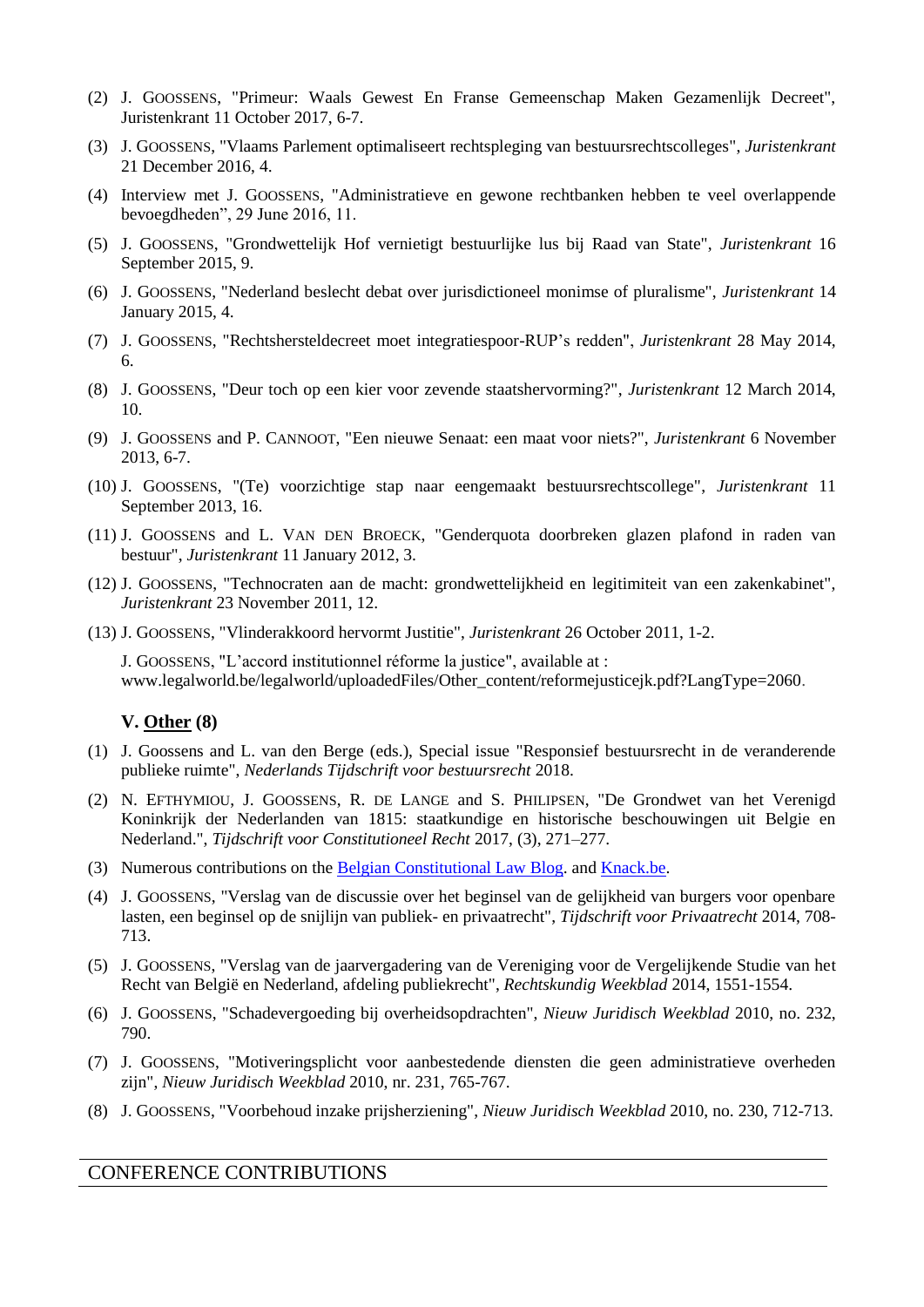(2) J. GOOSSENS, "Primeur: Waals Gewest En Franse Gemeenschap Maken Gezamenlijk Decreet", Juristenkrant 11 October 2017, 6-7.

(3) J. GOOSSENS, "Vlaams Parlement optimaliseert rechtspleging van bestuursrechtscolleges", *Juristenkrant* 21 December 2016, 4.

(4) Interview met J. GOOSSENS, "Administratieve en gewone rechtbanken hebben te veel overlappende bevoegdheden", 29 June 2016, 11.

(5) J. GOOSSENS, "Grondwettelijk Hof vernietigt bestuurlijke lus bij Raad van State", *Juristenkrant* 16 September 2015, 9.

(6) J. GOOSSENS, "Nederland beslecht debat over jurisdictioneel monimse of pluralisme", *Juristenkrant* 14 January 2015, 4.

(7) J. GOOSSENS, "Rechtshersteldecreet moet integratiespoor-RUP's redden", *Juristenkrant* 28 May 2014, 6.

(8) J. GOOSSENS, "Deur toch op een kier voor zevende staatshervorming?", *Juristenkrant* 12 March 2014, 10.

(9) J. GOOSSENS and P. CANNOOT, "Een nieuwe Senaat: een maat voor niets?", *Juristenkrant* 6 November 2013, 6-7.

(10) J. GOOSSENS, "(Te) voorzichtige stap naar eengemaakt bestuursrechtscollege", *Juristenkrant* 11 September 2013, 16.

(11) J. GOOSSENS and L. VAN DEN BROECK, "Genderquota doorbreken glazen plafond in raden van bestuur", *Juristenkrant* 11 January 2012, 3.

(12) J. GOOSSENS, "Technocraten aan de macht: grondwettelijkheid en legitimiteit van een zakenkabinet", *Juristenkrant* 23 November 2011, 12.

(13) J. GOOSSENS, "Vlinderakkoord hervormt Justitie", *Juristenkrant* 26 October 2011, 1-2.

J. GOOSSENS, "L'accord institutionnel réforme la justice", available at : www.legalworld.be/legalworld/uploadedFiles/Other_content/reformejusticejk.pdf?LangType=2060.

### V. Other (8)

(1) J. Goossens and L. van den Berge (eds.), Special issue "Responsief bestuursrecht in de veranderende publieke ruimte", *Nederlands Tijdschrift voor bestuursrecht* 2018.

(2) N. EFTHYMIOU, J. GOOSSENS, R. DE LANGE and S. PHILIPSEN, "De Grondwet van het Verenigd Koninkrijk der Nederlanden van 1815: staatkundige en historische beschouwingen uit Belgie en Nederland.", *Tijdschrift voor Constitutioneel Recht* 2017, (3), 271–277.

(3) Numerous contributions on the Belgian Constitutional Law Blog. and Knack.be.

(4) J. GOOSSENS, "Verslag van de discussie over het beginsel van de gelijkheid van burgers voor openbare lasten, een beginsel op de snijlijn van publiek- en privaatrecht", *Tijdschrift voor Privaatrecht* 2014, 708-713.

(5) J. GOOSSENS, "Verslag van de jaarvergadering van de Vereniging voor de Vergelijkende Studie van het Recht van België en Nederland, afdeling publiekrecht", *Rechtskundig Weekblad* 2014, 1551-1554.

(6) J. GOOSSENS, "Schadevergoeding bij overheidsopdrachten", *Nieuw Juridisch Weekblad* 2010, no. 232, 790.

(7) J. GOOSSENS, "Motiveringsplicht voor aanbestedende diensten die geen administratieve overheden zijn", *Nieuw Juridisch Weekblad* 2010, nr. 231, 765-767.

(8) J. GOOSSENS, "Voorbehoud inzake prijsherziening", *Nieuw Juridisch Weekblad* 2010, no. 230, 712-713.

## CONFERENCE CONTRIBUTIONS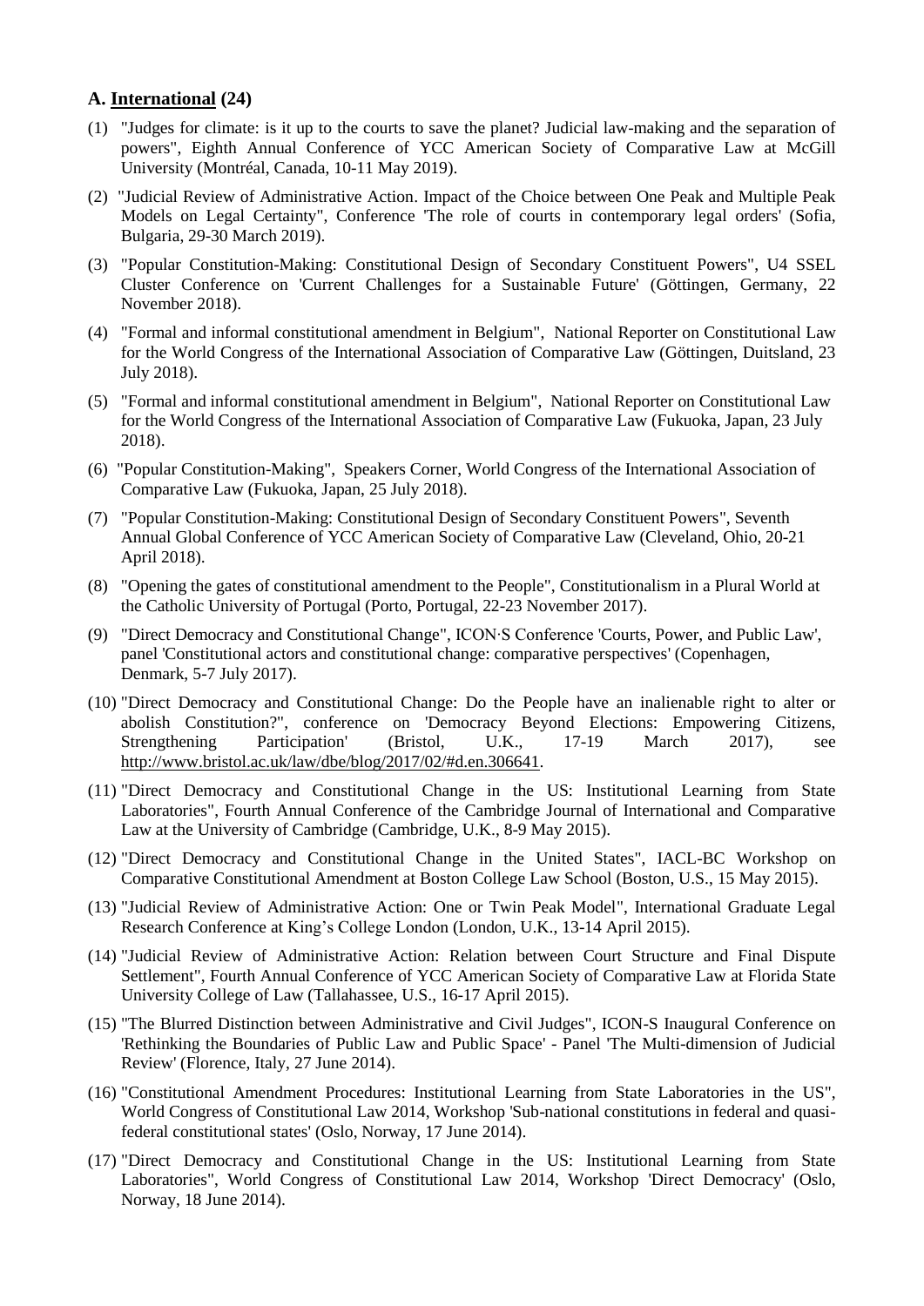## A. <u>International</u> (24)

(1) "Judges for climate: is it up to the courts to save the planet? Judicial law-making and the separation of powers", Eighth Annual Conference of YCC American Society of Comparative Law at McGill University (Montréal, Canada, 10-11 May 2019).

(2) "Judicial Review of Administrative Action. Impact of the Choice between One Peak and Multiple Peak Models on Legal Certainty", Conference 'The role of courts in contemporary legal orders' (Sofia, Bulgaria, 29-30 March 2019).

(3) "Popular Constitution-Making: Constitutional Design of Secondary Constituent Powers", U4 SSEL Cluster Conference on 'Current Challenges for a Sustainable Future' (Göttingen, Germany, 22 November 2018).

(4) "Formal and informal constitutional amendment in Belgium", National Reporter on Constitutional Law for the World Congress of the International Association of Comparative Law (Göttingen, Duitsland, 23 July 2018).

(5) "Formal and informal constitutional amendment in Belgium", National Reporter on Constitutional Law for the World Congress of the International Association of Comparative Law (Fukuoka, Japan, 23 July 2018).

(6) "Popular Constitution-Making", Speakers Corner, World Congress of the International Association of Comparative Law (Fukuoka, Japan, 25 July 2018).

(7) "Popular Constitution-Making: Constitutional Design of Secondary Constituent Powers", Seventh Annual Global Conference of YCC American Society of Comparative Law (Cleveland, Ohio, 20-21 April 2018).

(8) "Opening the gates of constitutional amendment to the People", Constitutionalism in a Plural World at the Catholic University of Portugal (Porto, Portugal, 22-23 November 2017).

(9) "Direct Democracy and Constitutional Change", ICON·S Conference 'Courts, Power, and Public Law', panel 'Constitutional actors and constitutional change: comparative perspectives' (Copenhagen, Denmark, 5-7 July 2017).

(10) "Direct Democracy and Constitutional Change: Do the People have an inalienable right to alter or abolish Constitution?", conference on 'Democracy Beyond Elections: Empowering Citizens, Strengthening Participation' (Bristol, U.K., 17-19 March 2017), see http://www.bristol.ac.uk/law/dbe/blog/2017/02/#d.en.306641.

(11) "Direct Democracy and Constitutional Change in the US: Institutional Learning from State Laboratories", Fourth Annual Conference of the Cambridge Journal of International and Comparative Law at the University of Cambridge (Cambridge, U.K., 8-9 May 2015).

(12) "Direct Democracy and Constitutional Change in the United States", IACL-BC Workshop on Comparative Constitutional Amendment at Boston College Law School (Boston, U.S., 15 May 2015).

(13) "Judicial Review of Administrative Action: One or Twin Peak Model", International Graduate Legal Research Conference at King's College London (London, U.K., 13-14 April 2015).

(14) "Judicial Review of Administrative Action: Relation between Court Structure and Final Dispute Settlement", Fourth Annual Conference of YCC American Society of Comparative Law at Florida State University College of Law (Tallahassee, U.S., 16-17 April 2015).

(15) "The Blurred Distinction between Administrative and Civil Judges", ICON-S Inaugural Conference on 'Rethinking the Boundaries of Public Law and Public Space' - Panel 'The Multi-dimension of Judicial Review' (Florence, Italy, 27 June 2014).

(16) "Constitutional Amendment Procedures: Institutional Learning from State Laboratories in the US", World Congress of Constitutional Law 2014, Workshop 'Sub-national constitutions in federal and quasi-federal constitutional states' (Oslo, Norway, 17 June 2014).

(17) "Direct Democracy and Constitutional Change in the US: Institutional Learning from State Laboratories", World Congress of Constitutional Law 2014, Workshop 'Direct Democracy' (Oslo, Norway, 18 June 2014).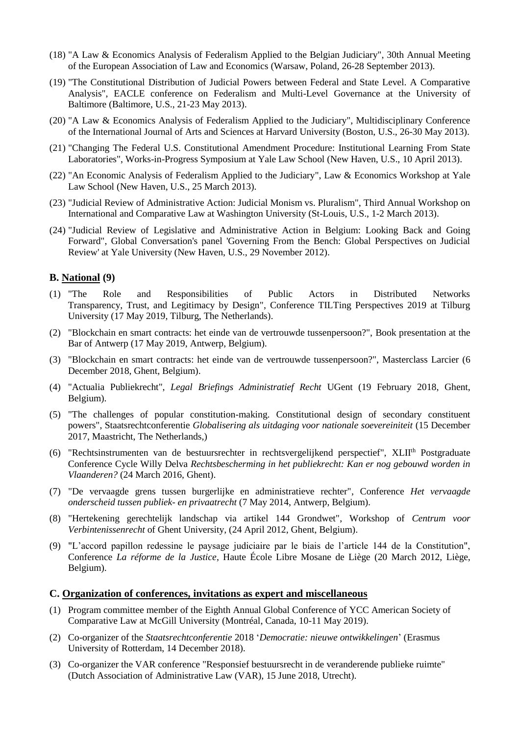(18) "A Law & Economics Analysis of Federalism Applied to the Belgian Judiciary", 30th Annual Meeting of the European Association of Law and Economics (Warsaw, Poland, 26-28 September 2013).

(19) "The Constitutional Distribution of Judicial Powers between Federal and State Level. A Comparative Analysis", EACLE conference on Federalism and Multi-Level Governance at the University of Baltimore (Baltimore, U.S., 21-23 May 2013).

(20) "A Law & Economics Analysis of Federalism Applied to the Judiciary", Multidisciplinary Conference of the International Journal of Arts and Sciences at Harvard University (Boston, U.S., 26-30 May 2013).

(21) "Changing The Federal U.S. Constitutional Amendment Procedure: Institutional Learning From State Laboratories", Works-in-Progress Symposium at Yale Law School (New Haven, U.S., 10 April 2013).

(22) "An Economic Analysis of Federalism Applied to the Judiciary", Law & Economics Workshop at Yale Law School (New Haven, U.S., 25 March 2013).

(23) "Judicial Review of Administrative Action: Judicial Monism vs. Pluralism", Third Annual Workshop on International and Comparative Law at Washington University (St-Louis, U.S., 1-2 March 2013).

(24) "Judicial Review of Legislative and Administrative Action in Belgium: Looking Back and Going Forward", Global Conversation's panel 'Governing From the Bench: Global Perspectives on Judicial Review' at Yale University (New Haven, U.S., 29 November 2012).

### B. National (9)

(1) "The Role and Responsibilities of Public Actors in Distributed Networks Transparency, Trust, and Legitimacy by Design", Conference TILTing Perspectives 2019 at Tilburg University (17 May 2019, Tilburg, The Netherlands).

(2) "Blockchain en smart contracts: het einde van de vertrouwde tussenpersoon?", Book presentation at the Bar of Antwerp (17 May 2019, Antwerp, Belgium).

(3) "Blockchain en smart contracts: het einde van de vertrouwde tussenpersoon?", Masterclass Larcier (6 December 2018, Ghent, Belgium).

(4) "Actualia Publiekrecht", *Legal Briefings Administratief Recht* UGent (19 February 2018, Ghent, Belgium).

(5) "The challenges of popular constitution-making. Constitutional design of secondary constituent powers", Staatsrechtconferentie *Globalisering als uitdaging voor nationale soevereiniteit* (15 December 2017, Maastricht, The Netherlands,)

(6) "Rechtsinstrumenten van de bestuursrechter in rechtsvergelijkend perspectief", XLII[th] Postgraduate Conference Cycle Willy Delva *Rechtsbescherming in het publiekrecht: Kan er nog gebouwd worden in Vlaanderen?* (24 March 2016, Ghent).

(7) "De vervaagde grens tussen burgerlijke en administratieve rechter", Conference *Het vervaagde onderscheid tussen publiek- en privaatrecht* (7 May 2014, Antwerp, Belgium).

(8) "Hertekening gerechtelijk landschap via artikel 144 Grondwet", Workshop of *Centrum voor Verbintenissenrecht* of Ghent University, (24 April 2012, Ghent, Belgium).

(9) "L'accord papillon redessine le paysage judiciaire par le biais de l'article 144 de la Constitution", Conference *La réforme de la Justice*, Haute École Libre Mosane de Liège (20 March 2012, Liège, Belgium).

### C. Organization of conferences, invitations as expert and miscellaneous

(1) Program committee member of the Eighth Annual Global Conference of YCC American Society of Comparative Law at McGill University (Montréal, Canada, 10-11 May 2019).

(2) Co-organizer of the *Staatsrechtconferentie* 2018 '*Democratie: nieuwe ontwikkelingen*' (Erasmus University of Rotterdam, 14 December 2018).

(3) Co-organizer the VAR conference "Responsief bestuursrecht in de veranderende publieke ruimte" (Dutch Association of Administrative Law (VAR), 15 June 2018, Utrecht).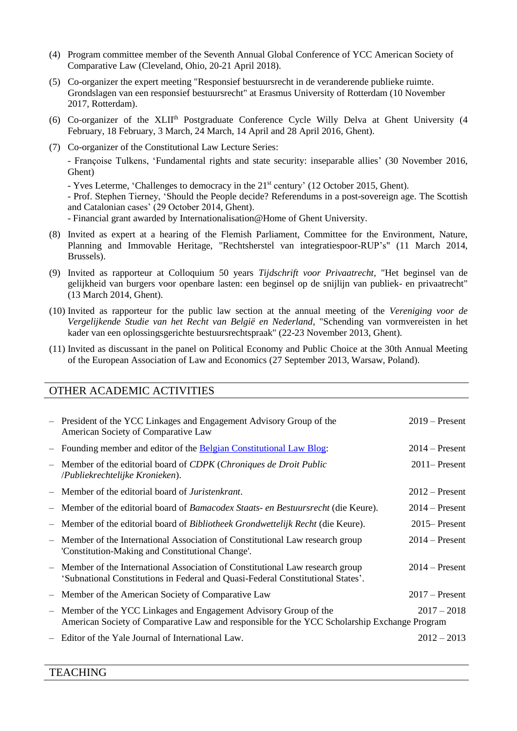(4) Program committee member of the Seventh Annual Global Conference of YCC American Society of Comparative Law (Cleveland, Ohio, 20-21 April 2018).

(5) Co-organizer the expert meeting "Responsief bestuursrecht in de veranderende publieke ruimte. Grondslagen van een responsief bestuursrecht" at Erasmus University of Rotterdam (10 November 2017, Rotterdam).

(6) Co-organizer of the XLII[th] Postgraduate Conference Cycle Willy Delva at Ghent University (4 February, 18 February, 3 March, 24 March, 14 April and 28 April 2016, Ghent).

(7) Co-organizer of the Constitutional Law Lecture Series:

- Françoise Tulkens, 'Fundamental rights and state security: inseparable allies' (30 November 2016, Ghent)
- Yves Leterme, 'Challenges to democracy in the 21[st] century' (12 October 2015, Ghent).
- Prof. Stephen Tierney, 'Should the People decide? Referendums in a post-sovereign age. The Scottish and Catalonian cases' (29 October 2014, Ghent).
- Financial grant awarded by Internationalisation@Home of Ghent University.

(8) Invited as expert at a hearing of the Flemish Parliament, Committee for the Environment, Nature, Planning and Immovable Heritage, "Rechtsherstel van integratiespoor-RUP's" (11 March 2014, Brussels).

(9) Invited as rapporteur at Colloquium 50 years *Tijdschrift voor Privaatrecht*, "Het beginsel van de gelijkheid van burgers voor openbare lasten: een beginsel op de snijlijn van publiek- en privaatrecht" (13 March 2014, Ghent).

(10) Invited as rapporteur for the public law section at the annual meeting of the *Vereniging voor de Vergelijkende Studie van het Recht van België en Nederland*, "Schending van vormvereisten in het kader van een oplossingsgerichte bestuursrechtspraak" (22-23 November 2013, Ghent).

(11) Invited as discussant in the panel on Political Economy and Public Choice at the 30th Annual Meeting of the European Association of Law and Economics (27 September 2013, Warsaw, Poland).

## OTHER ACADEMIC ACTIVITIES

| | |
|---|---|
| – President of the YCC Linkages and Engagement Advisory Group of the American Society of Comparative Law | 2019 – Present |
| – Founding member and editor of the Belgian Constitutional Law Blog: | 2014 – Present |
| – Member of the editorial board of *CDPK* (*Chroniques de Droit Public /Publiekrechtelijke Kronieken*). | 2011– Present |
| – Member of the editorial board of *Juristenkrant*. | 2012 – Present |
| – Member of the editorial board of *Bamacodex Staats- en Bestuursrecht* (die Keure). | 2014 – Present |
| – Member of the editorial board of *Bibliotheek Grondwettelijk Recht* (die Keure). | 2015– Present |
| – Member of the International Association of Constitutional Law research group 'Constitution-Making and Constitutional Change'. | 2014 – Present |
| – Member of the International Association of Constitutional Law research group 'Subnational Constitutions in Federal and Quasi-Federal Constitutional States'. | 2014 – Present |
| – Member of the American Society of Comparative Law | 2017 – Present |
| – Member of the YCC Linkages and Engagement Advisory Group of the American Society of Comparative Law and responsible for the YCC Scholarship Exchange Program | 2017 – 2018 |
| – Editor of the Yale Journal of International Law. | 2012 – 2013 |

## TEACHING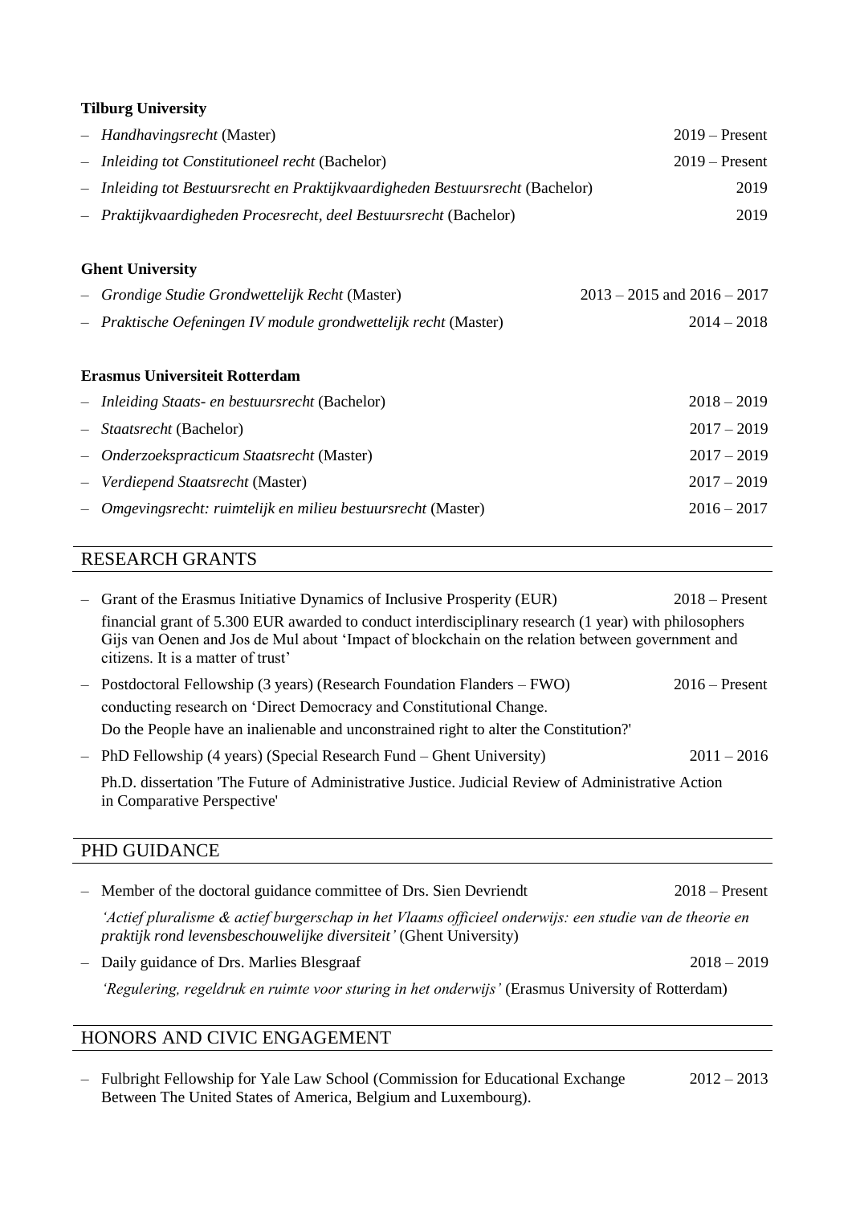**Tilburg University**

- *Handhavingsrecht* (Master) 2019 – Present
- *Inleiding tot Constitutioneel recht* (Bachelor) 2019 – Present
- *Inleiding tot Bestuursrecht en Praktijkvaardigheden Bestuursrecht* (Bachelor) 2019
- *Praktijkvaardigheden Procesrecht, deel Bestuursrecht* (Bachelor) 2019

**Ghent University**

- *Grondige Studie Grondwettelijk Recht* (Master) 2013 – 2015 and 2016 – 2017
- *Praktische Oefeningen IV module grondwettelijk recht* (Master) 2014 – 2018

**Erasmus Universiteit Rotterdam**

- *Inleiding Staats- en bestuursrecht* (Bachelor) 2018 – 2019
- *Staatsrecht* (Bachelor) 2017 – 2019
- *Onderzoekspracticum Staatsrecht* (Master) 2017 – 2019
- *Verdiepend Staatsrecht* (Master) 2017 – 2019
- *Omgevingsrecht: ruimtelijk en milieu bestuursrecht* (Master) 2016 – 2017

## RESEARCH GRANTS

- Grant of the Erasmus Initiative Dynamics of Inclusive Prosperity (EUR) 2018 – Present
  financial grant of 5.300 EUR awarded to conduct interdisciplinary research (1 year) with philosophers Gijs van Oenen and Jos de Mul about 'Impact of blockchain on the relation between government and citizens. It is a matter of trust'
- Postdoctoral Fellowship (3 years) (Research Foundation Flanders – FWO) 2016 – Present
  conducting research on 'Direct Democracy and Constitutional Change.
  Do the People have an inalienable and unconstrained right to alter the Constitution?'
- PhD Fellowship (4 years) (Special Research Fund – Ghent University) 2011 – 2016
  Ph.D. dissertation 'The Future of Administrative Justice. Judicial Review of Administrative Action in Comparative Perspective'

## PHD GUIDANCE

- Member of the doctoral guidance committee of Drs. Sien Devriendt 2018 – Present
  *'Actief pluralisme & actief burgerschap in het Vlaams officieel onderwijs: een studie van de theorie en praktijk rond levensbeschouwelijke diversiteit'* (Ghent University)
- Daily guidance of Drs. Marlies Blesgraaf 2018 – 2019
  *'Regulering, regeldruk en ruimte voor sturing in het onderwijs'* (Erasmus University of Rotterdam)

## HONORS AND CIVIC ENGAGEMENT

- Fulbright Fellowship for Yale Law School (Commission for Educational Exchange Between The United States of America, Belgium and Luxembourg). 2012 – 2013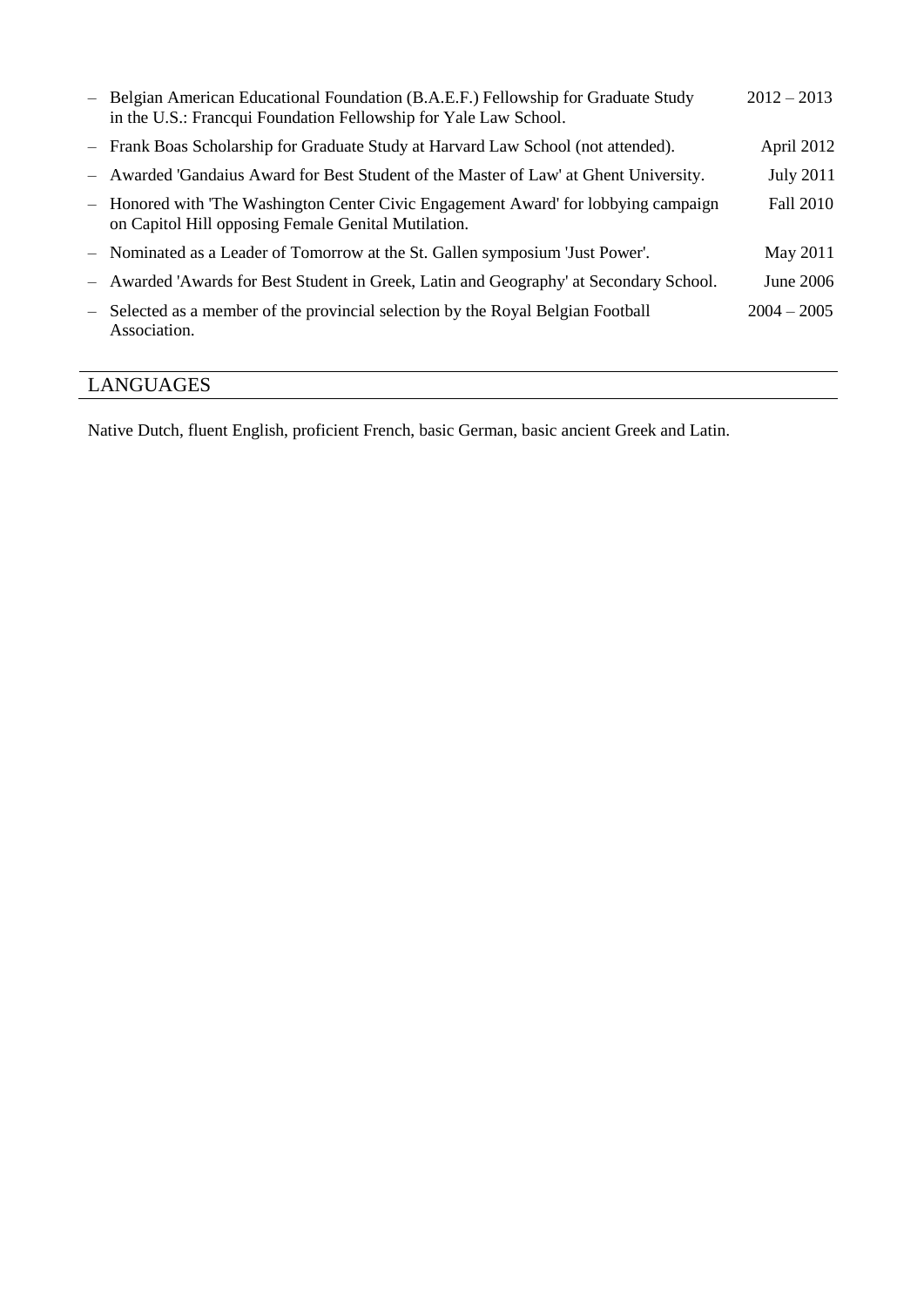- Belgian American Educational Foundation (B.A.E.F.) Fellowship for Graduate Study in the U.S.: Francqui Foundation Fellowship for Yale Law School. 2012 – 2013
- Frank Boas Scholarship for Graduate Study at Harvard Law School (not attended). April 2012
- Awarded 'Gandaius Award for Best Student of the Master of Law' at Ghent University. July 2011
- Honored with 'The Washington Center Civic Engagement Award' for lobbying campaign on Capitol Hill opposing Female Genital Mutilation. Fall 2010
- Nominated as a Leader of Tomorrow at the St. Gallen symposium 'Just Power'. May 2011
- Awarded 'Awards for Best Student in Greek, Latin and Geography' at Secondary School. June 2006
- Selected as a member of the provincial selection by the Royal Belgian Football Association. 2004 – 2005

## LANGUAGES

Native Dutch, fluent English, proficient French, basic German, basic ancient Greek and Latin.